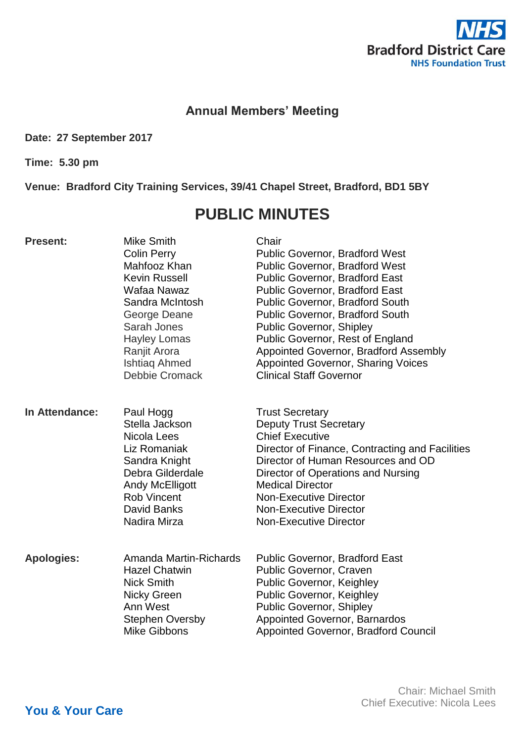Bradford District Care
NHS Foundation Trust

## Annual Members' Meeting

**Date: 27 September 2017**

**Time: 5.30 pm**

**Venue: Bradford City Training Services, 39/41 Chapel Street, Bradford, BD1 5BY**

# PUBLIC MINUTES

| | | |
|---|---|---|
| **Present:** | Mike Smith | Chair |
| | Colin Perry | Public Governor, Bradford West |
| | Mahfooz Khan | Public Governor, Bradford West |
| | Kevin Russell | Public Governor, Bradford East |
| | Wafaa Nawaz | Public Governor, Bradford East |
| | Sandra McIntosh | Public Governor, Bradford South |
| | George Deane | Public Governor, Bradford South |
| | Sarah Jones | Public Governor, Shipley |
| | Hayley Lomas | Public Governor, Rest of England |
| | Ranjit Arora | Appointed Governor, Bradford Assembly |
| | Ishtiaq Ahmed | Appointed Governor, Sharing Voices |
| | Debbie Cromack | Clinical Staff Governor |
| **In Attendance:** | Paul Hogg | Trust Secretary |
| | Stella Jackson | Deputy Trust Secretary |
| | Nicola Lees | Chief Executive |
| | Liz Romaniak | Director of Finance, Contracting and Facilities |
| | Sandra Knight | Director of Human Resources and OD |
| | Debra Gilderdale | Director of Operations and Nursing |
| | Andy McElligott | Medical Director |
| | Rob Vincent | Non-Executive Director |
| | David Banks | Non-Executive Director |
| | Nadira Mirza | Non-Executive Director |
| **Apologies:** | Amanda Martin-Richards | Public Governor, Bradford East |
| | Hazel Chatwin | Public Governor, Craven |
| | Nick Smith | Public Governor, Keighley |
| | Nicky Green | Public Governor, Keighley |
| | Ann West | Public Governor, Shipley |
| | Stephen Oversby | Appointed Governor, Barnardos |
| | Mike Gibbons | Appointed Governor, Bradford Council |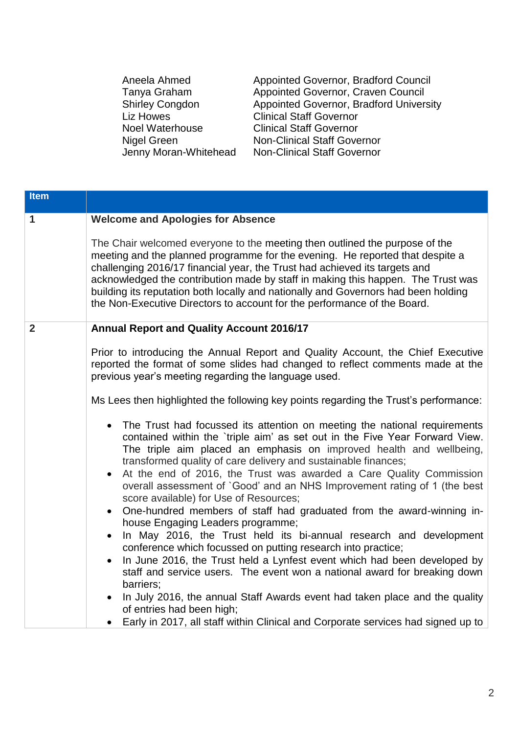| | |
|---|---|
| Aneela Ahmed | Appointed Governor, Bradford Council |
| Tanya Graham | Appointed Governor, Craven Council |
| Shirley Congdon | Appointed Governor, Bradford University |
| Liz Howes | Clinical Staff Governor |
| Noel Waterhouse | Clinical Staff Governor |
| Nigel Green | Non-Clinical Staff Governor |
| Jenny Moran-Whitehead | Non-Clinical Staff Governor |

| Item | |
|---|---|
| 1 | **Welcome and Apologies for Absence**<br><br>The Chair welcomed everyone to the meeting then outlined the purpose of the meeting and the planned programme for the evening. He reported that despite a challenging 2016/17 financial year, the Trust had achieved its targets and acknowledged the contribution made by staff in making this happen. The Trust was building its reputation both locally and nationally and Governors had been holding the Non-Executive Directors to account for the performance of the Board. |
| 2 | **Annual Report and Quality Account 2016/17**<br><br>Prior to introducing the Annual Report and Quality Account, the Chief Executive reported the format of some slides had changed to reflect comments made at the previous year's meeting regarding the language used.<br><br>Ms Lees then highlighted the following key points regarding the Trust's performance:<br><br>• The Trust had focussed its attention on meeting the national requirements contained within the `triple aim' as set out in the Five Year Forward View. The triple aim placed an emphasis on improved health and wellbeing, transformed quality of care delivery and sustainable finances;<br>• At the end of 2016, the Trust was awarded a Care Quality Commission overall assessment of `Good' and an NHS Improvement rating of 1 (the best score available) for Use of Resources;<br>• One-hundred members of staff had graduated from the award-winning in-house Engaging Leaders programme;<br>• In May 2016, the Trust held its bi-annual research and development conference which focussed on putting research into practice;<br>• In June 2016, the Trust held a Lynfest event which had been developed by staff and service users. The event won a national award for breaking down barriers;<br>• In July 2016, the annual Staff Awards event had taken place and the quality of entries had been high;<br>• Early in 2017, all staff within Clinical and Corporate services had signed up to |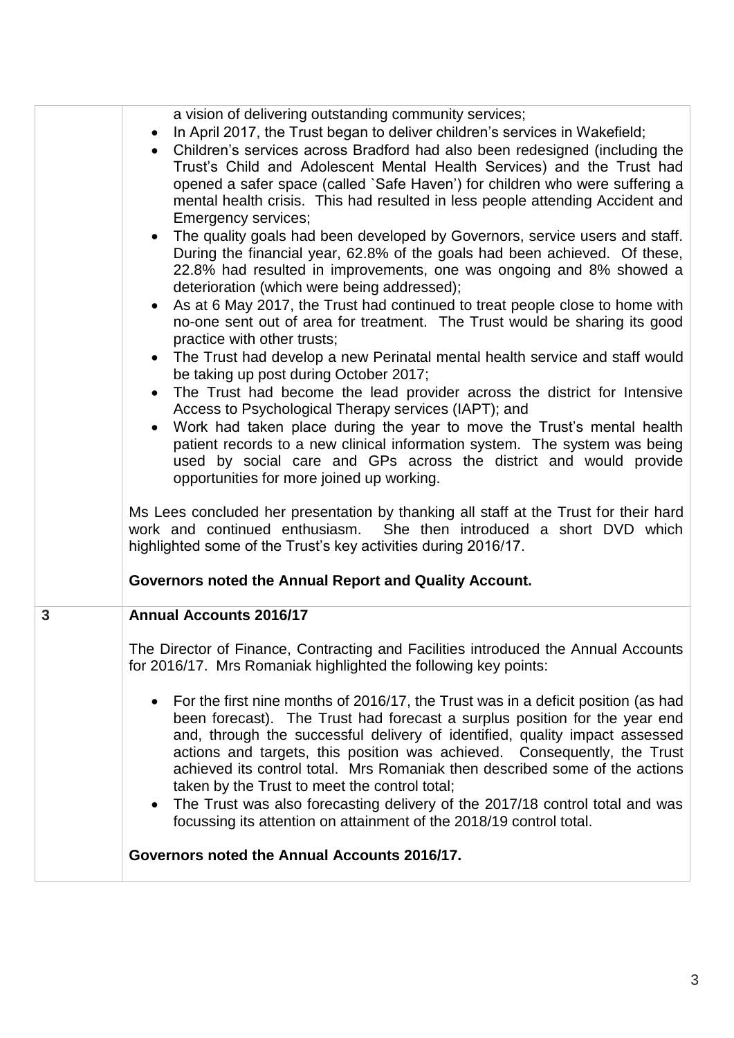| | |
|---|---|
| | a vision of delivering outstanding community services;<br>• In April 2017, the Trust began to deliver children's services in Wakefield;<br>• Children's services across Bradford had also been redesigned (including the Trust's Child and Adolescent Mental Health Services) and the Trust had opened a safer space (called `Safe Haven') for children who were suffering a mental health crisis. This had resulted in less people attending Accident and Emergency services;<br>• The quality goals had been developed by Governors, service users and staff. During the financial year, 62.8% of the goals had been achieved. Of these, 22.8% had resulted in improvements, one was ongoing and 8% showed a deterioration (which were being addressed);<br>• As at 6 May 2017, the Trust had continued to treat people close to home with no-one sent out of area for treatment. The Trust would be sharing its good practice with other trusts;<br>• The Trust had develop a new Perinatal mental health service and staff would be taking up post during October 2017;<br>• The Trust had become the lead provider across the district for Intensive Access to Psychological Therapy services (IAPT); and<br>• Work had taken place during the year to move the Trust's mental health patient records to a new clinical information system. The system was being used by social care and GPs across the district and would provide opportunities for more joined up working.<br><br>Ms Lees concluded her presentation by thanking all staff at the Trust for their hard work and continued enthusiasm. She then introduced a short DVD which highlighted some of the Trust's key activities during 2016/17.<br><br>**Governors noted the Annual Report and Quality Account.** |
| **3** | **Annual Accounts 2016/17**<br><br>The Director of Finance, Contracting and Facilities introduced the Annual Accounts for 2016/17. Mrs Romaniak highlighted the following key points:<br><br>• For the first nine months of 2016/17, the Trust was in a deficit position (as had been forecast). The Trust had forecast a surplus position for the year end and, through the successful delivery of identified, quality impact assessed actions and targets, this position was achieved. Consequently, the Trust achieved its control total. Mrs Romaniak then described some of the actions taken by the Trust to meet the control total;<br>• The Trust was also forecasting delivery of the 2017/18 control total and was focussing its attention on attainment of the 2018/19 control total.<br><br>**Governors noted the Annual Accounts 2016/17.** |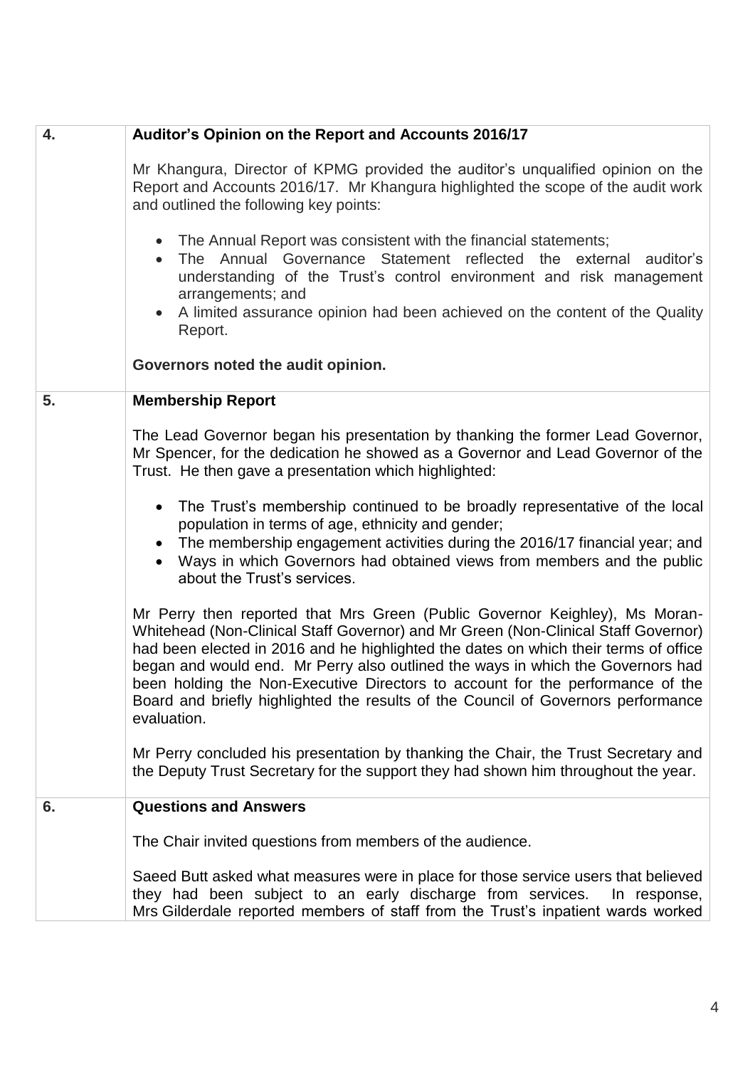| | |
|---|---|
| **4.** | **Auditor's Opinion on the Report and Accounts 2016/17**<br><br>Mr Khangura, Director of KPMG provided the auditor's unqualified opinion on the Report and Accounts 2016/17. Mr Khangura highlighted the scope of the audit work and outlined the following key points:<br><br>• The Annual Report was consistent with the financial statements;<br>• The Annual Governance Statement reflected the external auditor's understanding of the Trust's control environment and risk management arrangements; and<br>• A limited assurance opinion had been achieved on the content of the Quality Report.<br><br>**Governors noted the audit opinion.** |
| **5.** | **Membership Report**<br><br>The Lead Governor began his presentation by thanking the former Lead Governor, Mr Spencer, for the dedication he showed as a Governor and Lead Governor of the Trust. He then gave a presentation which highlighted:<br><br>• The Trust's membership continued to be broadly representative of the local population in terms of age, ethnicity and gender;<br>• The membership engagement activities during the 2016/17 financial year; and<br>• Ways in which Governors had obtained views from members and the public about the Trust's services.<br><br>Mr Perry then reported that Mrs Green (Public Governor Keighley), Ms Moran-Whitehead (Non-Clinical Staff Governor) and Mr Green (Non-Clinical Staff Governor) had been elected in 2016 and he highlighted the dates on which their terms of office began and would end. Mr Perry also outlined the ways in which the Governors had been holding the Non-Executive Directors to account for the performance of the Board and briefly highlighted the results of the Council of Governors performance evaluation.<br><br>Mr Perry concluded his presentation by thanking the Chair, the Trust Secretary and the Deputy Trust Secretary for the support they had shown him throughout the year. |
| **6.** | **Questions and Answers**<br><br>The Chair invited questions from members of the audience.<br><br>Saeed Butt asked what measures were in place for those service users that believed they had been subject to an early discharge from services. In response, Mrs Gilderdale reported members of staff from the Trust's inpatient wards worked |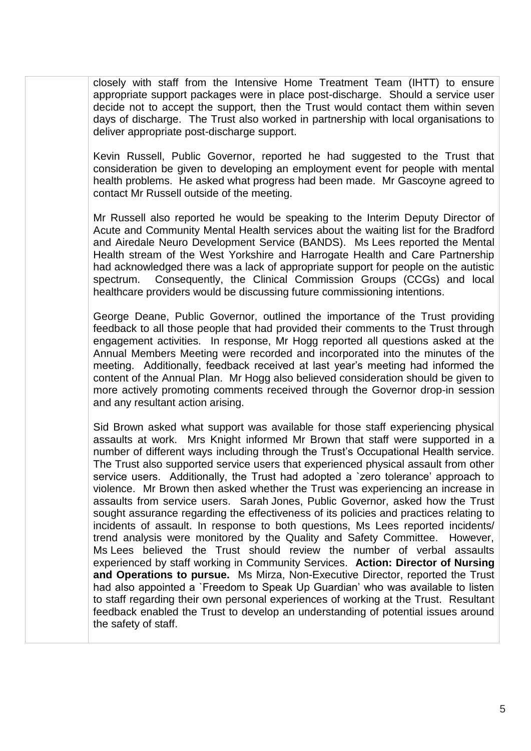closely with staff from the Intensive Home Treatment Team (IHTT) to ensure appropriate support packages were in place post-discharge. Should a service user decide not to accept the support, then the Trust would contact them within seven days of discharge. The Trust also worked in partnership with local organisations to deliver appropriate post-discharge support.

Kevin Russell, Public Governor, reported he had suggested to the Trust that consideration be given to developing an employment event for people with mental health problems. He asked what progress had been made. Mr Gascoyne agreed to contact Mr Russell outside of the meeting.

Mr Russell also reported he would be speaking to the Interim Deputy Director of Acute and Community Mental Health services about the waiting list for the Bradford and Airedale Neuro Development Service (BANDS). Ms Lees reported the Mental Health stream of the West Yorkshire and Harrogate Health and Care Partnership had acknowledged there was a lack of appropriate support for people on the autistic spectrum. Consequently, the Clinical Commission Groups (CCGs) and local healthcare providers would be discussing future commissioning intentions.

George Deane, Public Governor, outlined the importance of the Trust providing feedback to all those people that had provided their comments to the Trust through engagement activities. In response, Mr Hogg reported all questions asked at the Annual Members Meeting were recorded and incorporated into the minutes of the meeting. Additionally, feedback received at last year's meeting had informed the content of the Annual Plan. Mr Hogg also believed consideration should be given to more actively promoting comments received through the Governor drop-in session and any resultant action arising.

Sid Brown asked what support was available for those staff experiencing physical assaults at work. Mrs Knight informed Mr Brown that staff were supported in a number of different ways including through the Trust's Occupational Health service. The Trust also supported service users that experienced physical assault from other service users. Additionally, the Trust had adopted a `zero tolerance' approach to violence. Mr Brown then asked whether the Trust was experiencing an increase in assaults from service users. Sarah Jones, Public Governor, asked how the Trust sought assurance regarding the effectiveness of its policies and practices relating to incidents of assault. In response to both questions, Ms Lees reported incidents/ trend analysis were monitored by the Quality and Safety Committee. However, Ms Lees believed the Trust should review the number of verbal assaults experienced by staff working in Community Services. **Action: Director of Nursing and Operations to pursue.** Ms Mirza, Non-Executive Director, reported the Trust had also appointed a `Freedom to Speak Up Guardian' who was available to listen to staff regarding their own personal experiences of working at the Trust. Resultant feedback enabled the Trust to develop an understanding of potential issues around the safety of staff.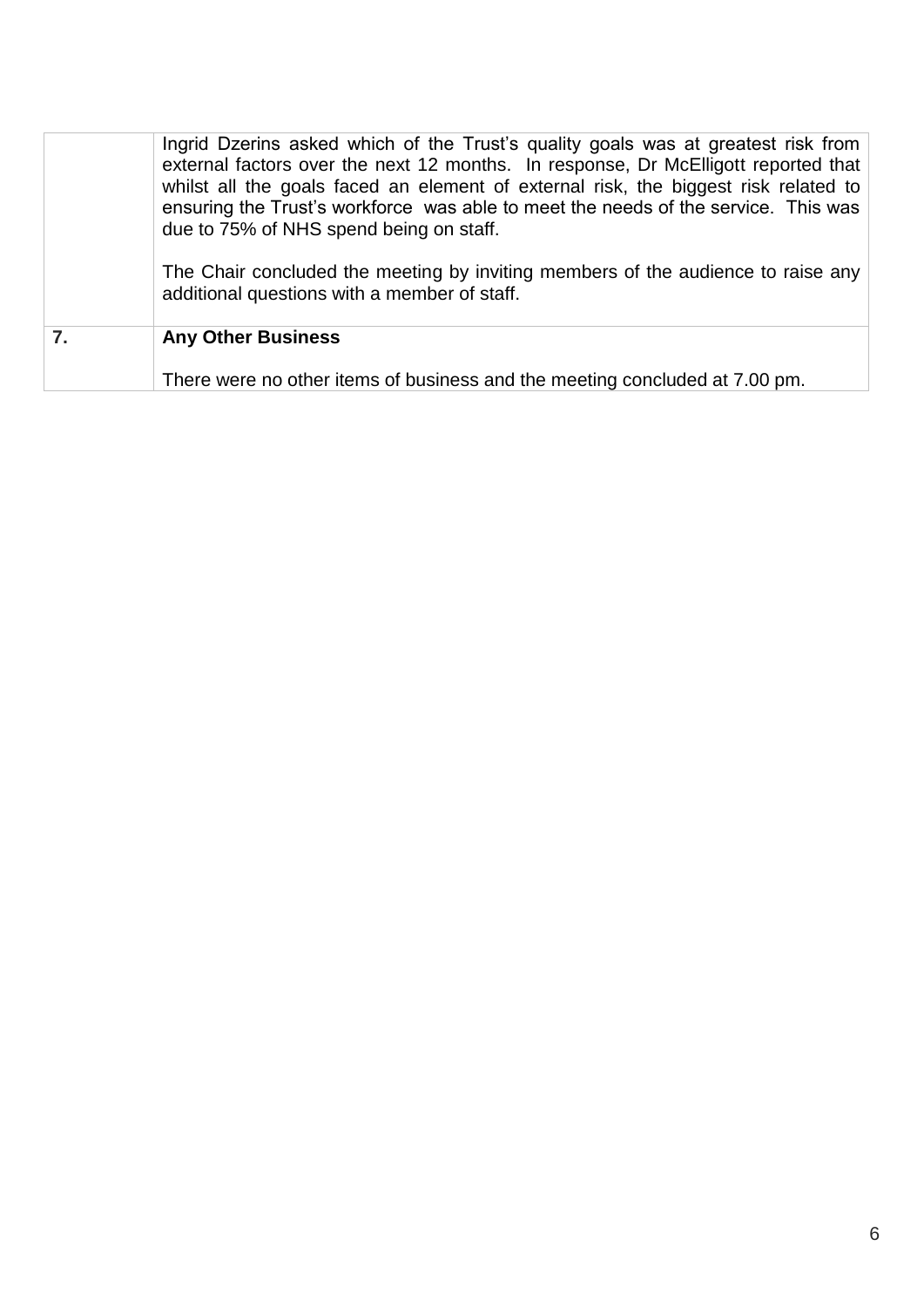| | |
|---|---|
| | Ingrid Dzerins asked which of the Trust's quality goals was at greatest risk from external factors over the next 12 months. In response, Dr McElligott reported that whilst all the goals faced an element of external risk, the biggest risk related to ensuring the Trust's workforce was able to meet the needs of the service. This was due to 75% of NHS spend being on staff.<br><br>The Chair concluded the meeting by inviting members of the audience to raise any additional questions with a member of staff. |
| **7.** | **Any Other Business**<br><br>There were no other items of business and the meeting concluded at 7.00 pm. |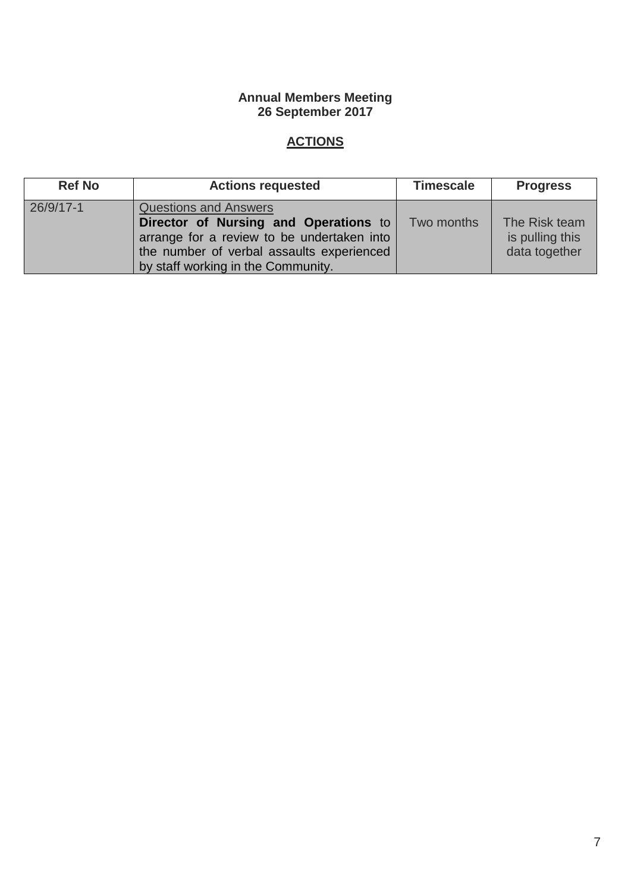**Annual Members Meeting**
**26 September 2017**

**ACTIONS**

| Ref No | Actions requested | Timescale | Progress |
|---|---|---|---|
| 26/9/17-1 | Questions and Answers<br>**Director of Nursing and Operations** to arrange for a review to be undertaken into the number of verbal assaults experienced by staff working in the Community. | Two months | The Risk team is pulling this data together |